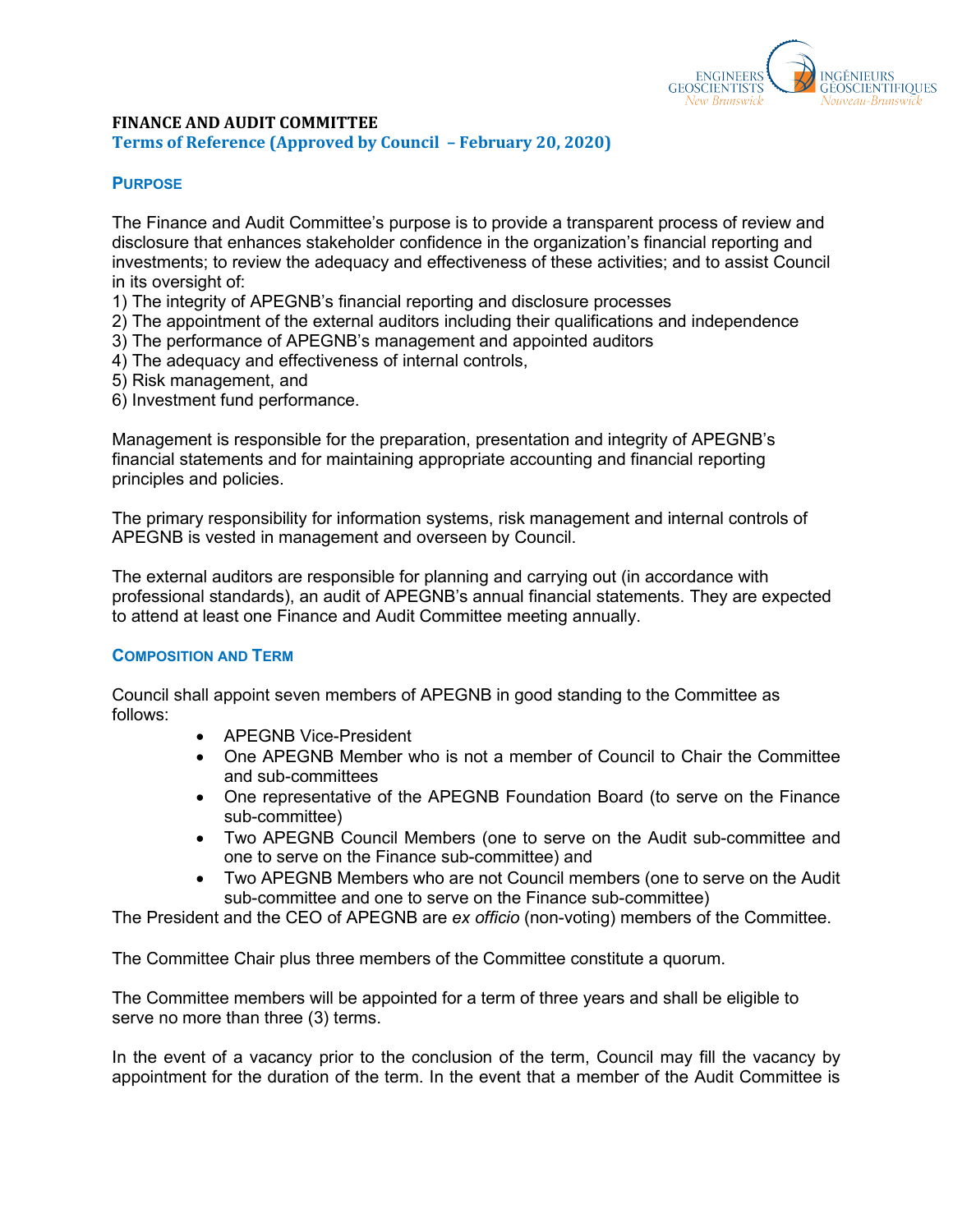# FINANCE AND AUDIT COMMITTEE

**Terms of Reference (Approved by Council – February 20, 2020)**

## PURPOSE

The Finance and Audit Committee's purpose is to provide a transparent process of review and disclosure that enhances stakeholder confidence in the organization's financial reporting and investments; to review the adequacy and effectiveness of these activities; and to assist Council in its oversight of:

1) The integrity of APEGNB's financial reporting and disclosure processes
2) The appointment of the external auditors including their qualifications and independence
3) The performance of APEGNB's management and appointed auditors
4) The adequacy and effectiveness of internal controls,
5) Risk management, and
6) Investment fund performance.

Management is responsible for the preparation, presentation and integrity of APEGNB's financial statements and for maintaining appropriate accounting and financial reporting principles and policies.

The primary responsibility for information systems, risk management and internal controls of APEGNB is vested in management and overseen by Council.

The external auditors are responsible for planning and carrying out (in accordance with professional standards), an audit of APEGNB's annual financial statements. They are expected to attend at least one Finance and Audit Committee meeting annually.

## COMPOSITION AND TERM

Council shall appoint seven members of APEGNB in good standing to the Committee as follows:

- APEGNB Vice-President
- One APEGNB Member who is not a member of Council to Chair the Committee and sub-committees
- One representative of the APEGNB Foundation Board (to serve on the Finance sub-committee)
- Two APEGNB Council Members (one to serve on the Audit sub-committee and one to serve on the Finance sub-committee) and
- Two APEGNB Members who are not Council members (one to serve on the Audit sub-committee and one to serve on the Finance sub-committee)

The President and the CEO of APEGNB are *ex officio* (non-voting) members of the Committee.

The Committee Chair plus three members of the Committee constitute a quorum.

The Committee members will be appointed for a term of three years and shall be eligible to serve no more than three (3) terms.

In the event of a vacancy prior to the conclusion of the term, Council may fill the vacancy by appointment for the duration of the term. In the event that a member of the Audit Committee is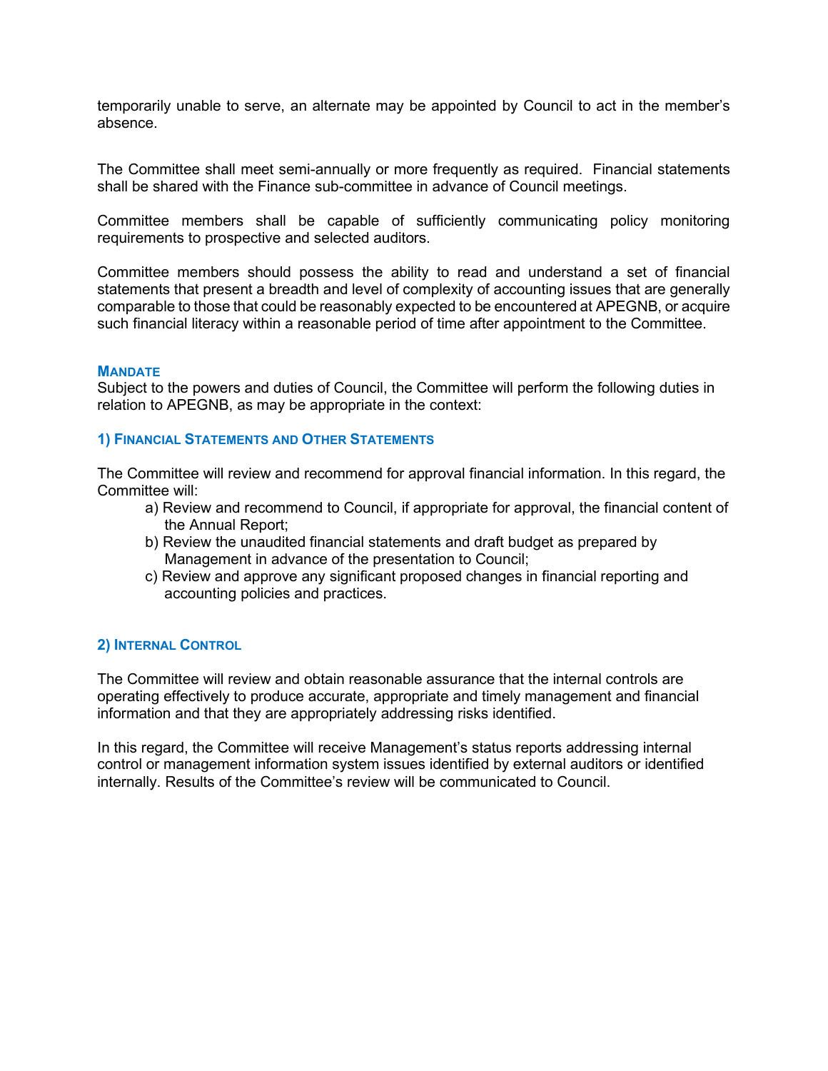temporarily unable to serve, an alternate may be appointed by Council to act in the member's absence.

The Committee shall meet semi-annually or more frequently as required. Financial statements shall be shared with the Finance sub-committee in advance of Council meetings.

Committee members shall be capable of sufficiently communicating policy monitoring requirements to prospective and selected auditors.

Committee members should possess the ability to read and understand a set of financial statements that present a breadth and level of complexity of accounting issues that are generally comparable to those that could be reasonably expected to be encountered at APEGNB, or acquire such financial literacy within a reasonable period of time after appointment to the Committee.

## MANDATE

Subject to the powers and duties of Council, the Committee will perform the following duties in relation to APEGNB, as may be appropriate in the context:

### 1) FINANCIAL STATEMENTS AND OTHER STATEMENTS

The Committee will review and recommend for approval financial information. In this regard, the Committee will:

a) Review and recommend to Council, if appropriate for approval, the financial content of the Annual Report;
b) Review the unaudited financial statements and draft budget as prepared by Management in advance of the presentation to Council;
c) Review and approve any significant proposed changes in financial reporting and accounting policies and practices.

### 2) INTERNAL CONTROL

The Committee will review and obtain reasonable assurance that the internal controls are operating effectively to produce accurate, appropriate and timely management and financial information and that they are appropriately addressing risks identified.

In this regard, the Committee will receive Management's status reports addressing internal control or management information system issues identified by external auditors or identified internally. Results of the Committee's review will be communicated to Council.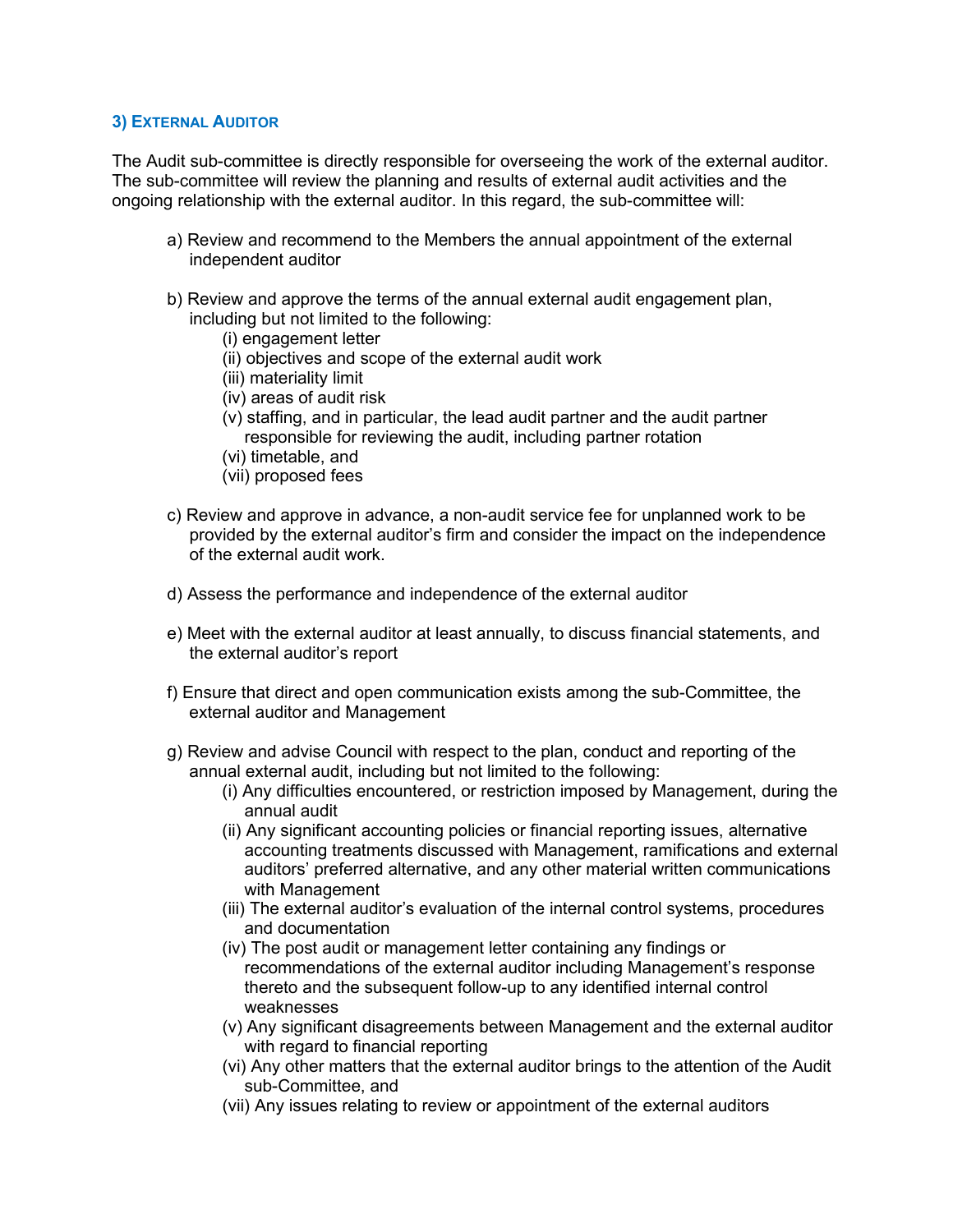### 3) External Auditor

The Audit sub-committee is directly responsible for overseeing the work of the external auditor. The sub-committee will review the planning and results of external audit activities and the ongoing relationship with the external auditor. In this regard, the sub-committee will:

a) Review and recommend to the Members the annual appointment of the external independent auditor

b) Review and approve the terms of the annual external audit engagement plan, including but not limited to the following:
   (i) engagement letter
   (ii) objectives and scope of the external audit work
   (iii) materiality limit
   (iv) areas of audit risk
   (v) staffing, and in particular, the lead audit partner and the audit partner responsible for reviewing the audit, including partner rotation
   (vi) timetable, and
   (vii) proposed fees

c) Review and approve in advance, a non-audit service fee for unplanned work to be provided by the external auditor's firm and consider the impact on the independence of the external audit work.

d) Assess the performance and independence of the external auditor

e) Meet with the external auditor at least annually, to discuss financial statements, and the external auditor's report

f) Ensure that direct and open communication exists among the sub-Committee, the external auditor and Management

g) Review and advise Council with respect to the plan, conduct and reporting of the annual external audit, including but not limited to the following:
   (i) Any difficulties encountered, or restriction imposed by Management, during the annual audit
   (ii) Any significant accounting policies or financial reporting issues, alternative accounting treatments discussed with Management, ramifications and external auditors' preferred alternative, and any other material written communications with Management
   (iii) The external auditor's evaluation of the internal control systems, procedures and documentation
   (iv) The post audit or management letter containing any findings or recommendations of the external auditor including Management's response thereto and the subsequent follow-up to any identified internal control weaknesses
   (v) Any significant disagreements between Management and the external auditor with regard to financial reporting
   (vi) Any other matters that the external auditor brings to the attention of the Audit sub-Committee, and
   (vii) Any issues relating to review or appointment of the external auditors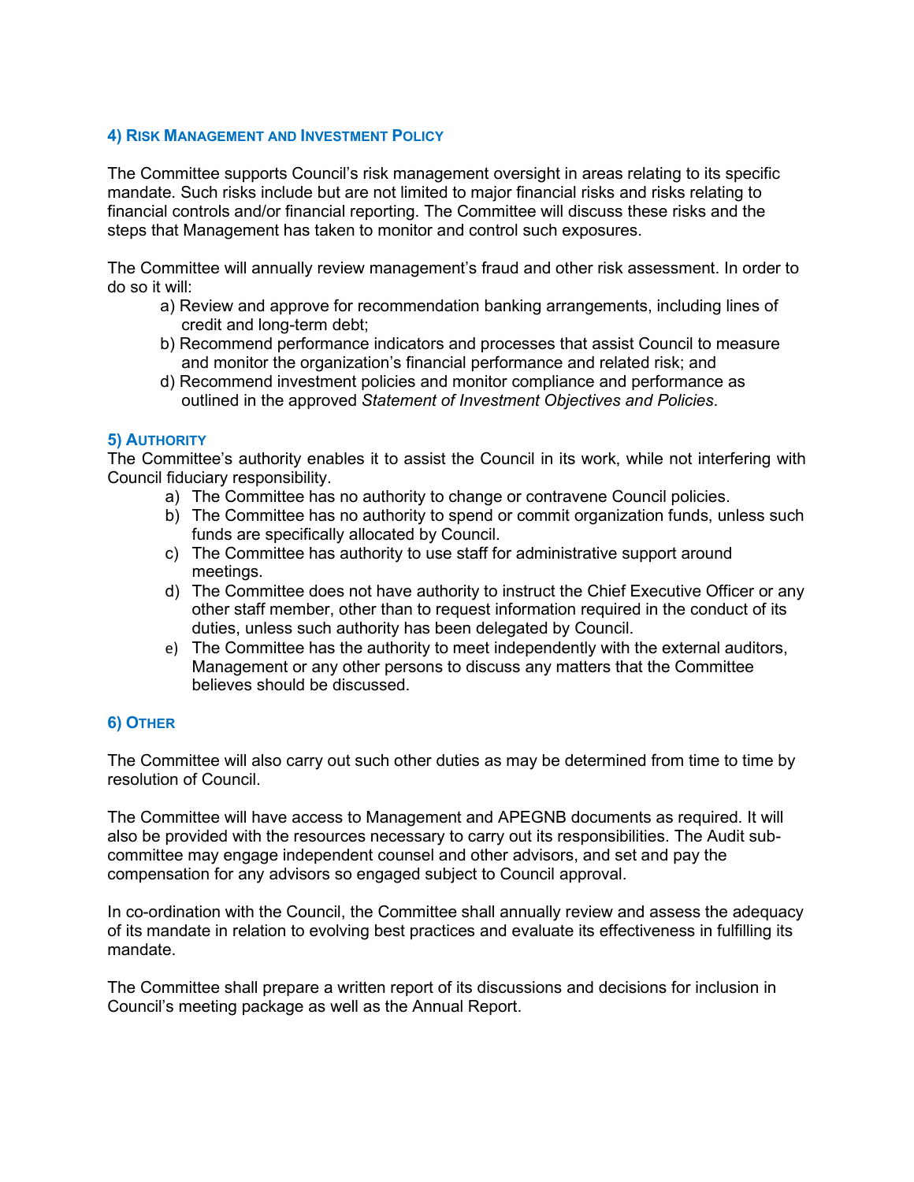### 4) Risk Management and Investment Policy

The Committee supports Council's risk management oversight in areas relating to its specific mandate. Such risks include but are not limited to major financial risks and risks relating to financial controls and/or financial reporting. The Committee will discuss these risks and the steps that Management has taken to monitor and control such exposures.

The Committee will annually review management's fraud and other risk assessment. In order to do so it will:

a) Review and approve for recommendation banking arrangements, including lines of credit and long-term debt;
b) Recommend performance indicators and processes that assist Council to measure and monitor the organization's financial performance and related risk; and
d) Recommend investment policies and monitor compliance and performance as outlined in the approved *Statement of Investment Objectives and Policies*.

### 5) Authority

The Committee's authority enables it to assist the Council in its work, while not interfering with Council fiduciary responsibility.

a) The Committee has no authority to change or contravene Council policies.
b) The Committee has no authority to spend or commit organization funds, unless such funds are specifically allocated by Council.
c) The Committee has authority to use staff for administrative support around meetings.
d) The Committee does not have authority to instruct the Chief Executive Officer or any other staff member, other than to request information required in the conduct of its duties, unless such authority has been delegated by Council.
e) The Committee has the authority to meet independently with the external auditors, Management or any other persons to discuss any matters that the Committee believes should be discussed.

### 6) Other

The Committee will also carry out such other duties as may be determined from time to time by resolution of Council.

The Committee will have access to Management and APEGNB documents as required. It will also be provided with the resources necessary to carry out its responsibilities. The Audit sub-committee may engage independent counsel and other advisors, and set and pay the compensation for any advisors so engaged subject to Council approval.

In co-ordination with the Council, the Committee shall annually review and assess the adequacy of its mandate in relation to evolving best practices and evaluate its effectiveness in fulfilling its mandate.

The Committee shall prepare a written report of its discussions and decisions for inclusion in Council's meeting package as well as the Annual Report.